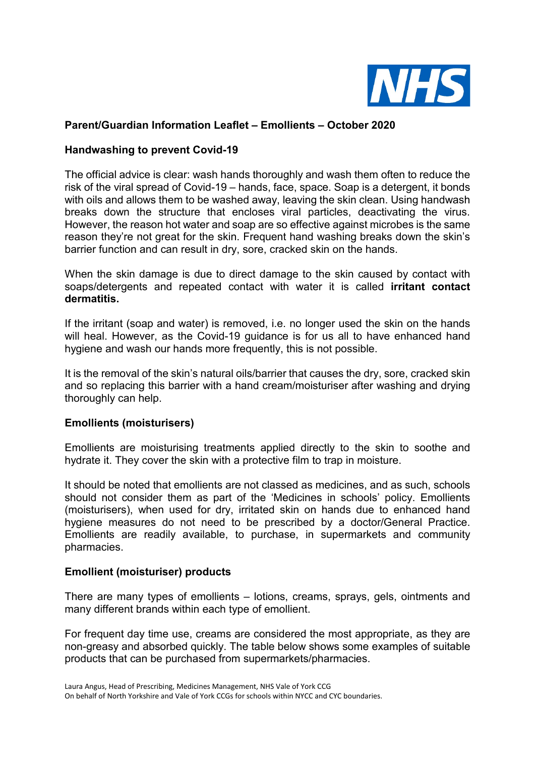## Parent/Guardian Information Leaflet – Emollients – October 2020

### Handwashing to prevent Covid-19

The official advice is clear: wash hands thoroughly and wash them often to reduce the risk of the viral spread of Covid-19 – hands, face, space. Soap is a detergent, it bonds with oils and allows them to be washed away, leaving the skin clean. Using handwash breaks down the structure that encloses viral particles, deactivating the virus. However, the reason hot water and soap are so effective against microbes is the same reason they're not great for the skin. Frequent hand washing breaks down the skin's barrier function and can result in dry, sore, cracked skin on the hands.

When the skin damage is due to direct damage to the skin caused by contact with soaps/detergents and repeated contact with water it is called **irritant contact dermatitis.**

If the irritant (soap and water) is removed, i.e. no longer used the skin on the hands will heal. However, as the Covid-19 guidance is for us all to have enhanced hand hygiene and wash our hands more frequently, this is not possible.

It is the removal of the skin's natural oils/barrier that causes the dry, sore, cracked skin and so replacing this barrier with a hand cream/moisturiser after washing and drying thoroughly can help.

### Emollients (moisturisers)

Emollients are moisturising treatments applied directly to the skin to soothe and hydrate it. They cover the skin with a protective film to trap in moisture.

It should be noted that emollients are not classed as medicines, and as such, schools should not consider them as part of the 'Medicines in schools' policy. Emollients (moisturisers), when used for dry, irritated skin on hands due to enhanced hand hygiene measures do not need to be prescribed by a doctor/General Practice. Emollients are readily available, to purchase, in supermarkets and community pharmacies.

### Emollient (moisturiser) products

There are many types of emollients – lotions, creams, sprays, gels, ointments and many different brands within each type of emollient.

For frequent day time use, creams are considered the most appropriate, as they are non-greasy and absorbed quickly. The table below shows some examples of suitable products that can be purchased from supermarkets/pharmacies.

Laura Angus, Head of Prescribing, Medicines Management, NHS Vale of York CCG
On behalf of North Yorkshire and Vale of York CCGs for schools within NYCC and CYC boundaries.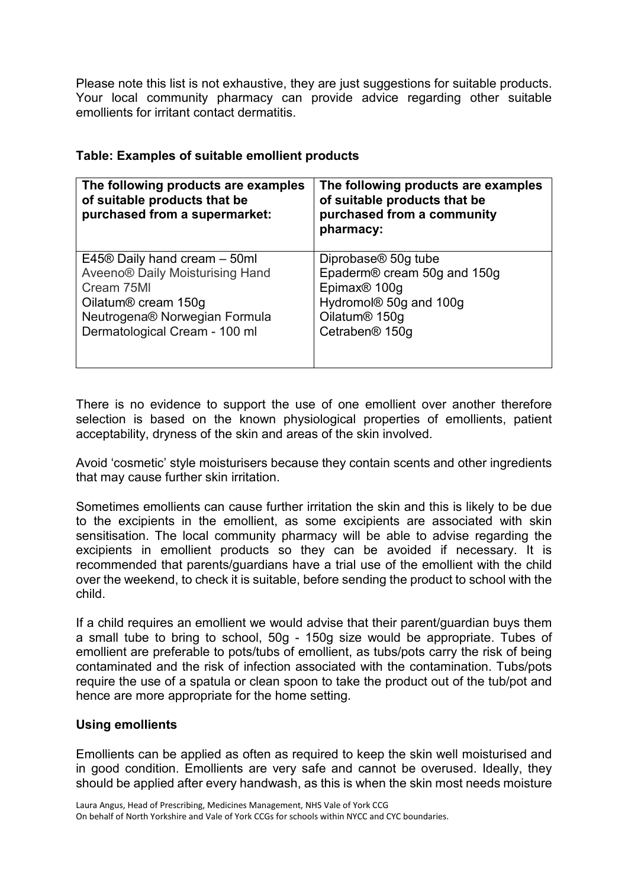Please note this list is not exhaustive, they are just suggestions for suitable products. Your local community pharmacy can provide advice regarding other suitable emollients for irritant contact dermatitis.

**Table: Examples of suitable emollient products**

| The following products are examples of suitable products that be purchased from a supermarket: | The following products are examples of suitable products that be purchased from a community pharmacy: |
|---|---|
| E45® Daily hand cream – 50ml<br>Aveeno® Daily Moisturising Hand Cream 75Ml<br>Oilatum® cream 150g<br>Neutrogena® Norwegian Formula Dermatological Cream - 100 ml | Diprobase® 50g tube<br>Epaderm® cream 50g and 150g<br>Epimax® 100g<br>Hydromol® 50g and 100g<br>Oilatum® 150g<br>Cetraben® 150g |

There is no evidence to support the use of one emollient over another therefore selection is based on the known physiological properties of emollients, patient acceptability, dryness of the skin and areas of the skin involved.

Avoid 'cosmetic' style moisturisers because they contain scents and other ingredients that may cause further skin irritation.

Sometimes emollients can cause further irritation the skin and this is likely to be due to the excipients in the emollient, as some excipients are associated with skin sensitisation. The local community pharmacy will be able to advise regarding the excipients in emollient products so they can be avoided if necessary. It is recommended that parents/guardians have a trial use of the emollient with the child over the weekend, to check it is suitable, before sending the product to school with the child.

If a child requires an emollient we would advise that their parent/guardian buys them a small tube to bring to school, 50g - 150g size would be appropriate. Tubes of emollient are preferable to pots/tubs of emollient, as tubs/pots carry the risk of being contaminated and the risk of infection associated with the contamination. Tubs/pots require the use of a spatula or clean spoon to take the product out of the tub/pot and hence are more appropriate for the home setting.

**Using emollients**

Emollients can be applied as often as required to keep the skin well moisturised and in good condition. Emollients are very safe and cannot be overused. Ideally, they should be applied after every handwash, as this is when the skin most needs moisture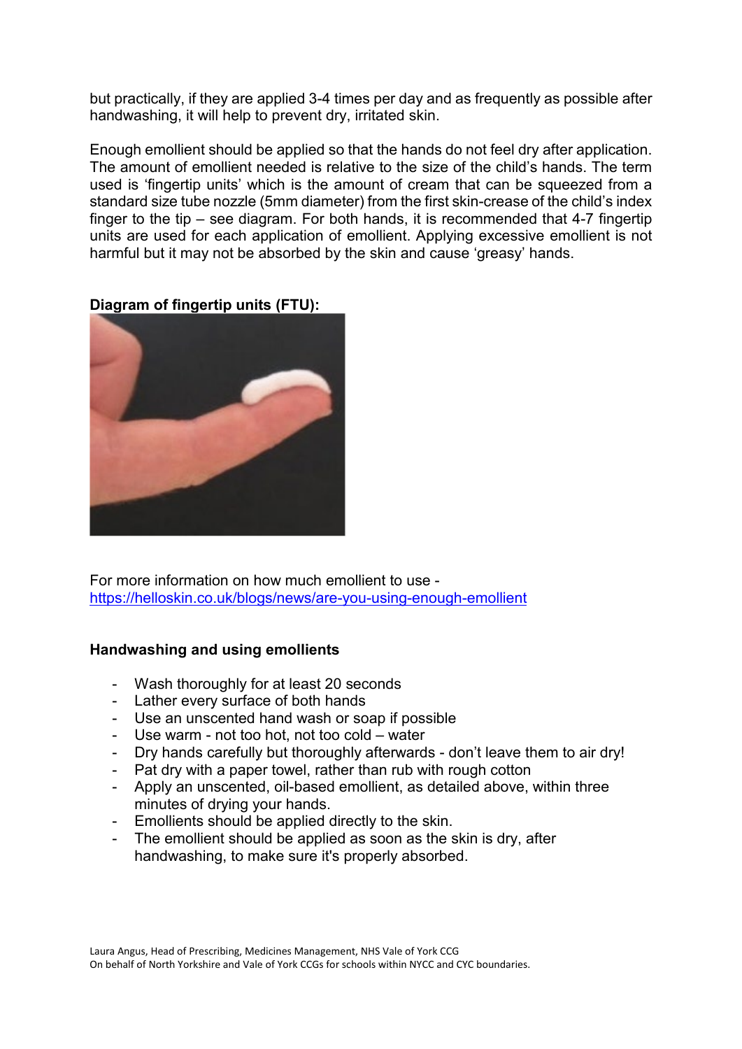but practically, if they are applied 3-4 times per day and as frequently as possible after handwashing, it will help to prevent dry, irritated skin.

Enough emollient should be applied so that the hands do not feel dry after application. The amount of emollient needed is relative to the size of the child's hands. The term used is 'fingertip units' which is the amount of cream that can be squeezed from a standard size tube nozzle (5mm diameter) from the first skin-crease of the child's index finger to the tip – see diagram. For both hands, it is recommended that 4-7 fingertip units are used for each application of emollient. Applying excessive emollient is not harmful but it may not be absorbed by the skin and cause 'greasy' hands.

**Diagram of fingertip units (FTU):**

For more information on how much emollient to use - https://helloskin.co.uk/blogs/news/are-you-using-enough-emollient

**Handwashing and using emollients**

- Wash thoroughly for at least 20 seconds
- Lather every surface of both hands
- Use an unscented hand wash or soap if possible
- Use warm - not too hot, not too cold – water
- Dry hands carefully but thoroughly afterwards - don't leave them to air dry!
- Pat dry with a paper towel, rather than rub with rough cotton
- Apply an unscented, oil-based emollient, as detailed above, within three minutes of drying your hands.
- Emollients should be applied directly to the skin.
- The emollient should be applied as soon as the skin is dry, after handwashing, to make sure it's properly absorbed.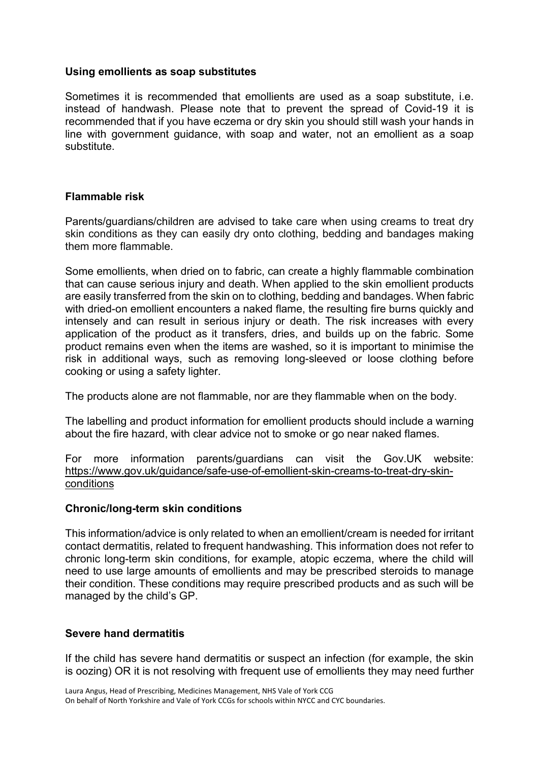## Using emollients as soap substitutes

Sometimes it is recommended that emollients are used as a soap substitute, i.e. instead of handwash. Please note that to prevent the spread of Covid-19 it is recommended that if you have eczema or dry skin you should still wash your hands in line with government guidance, with soap and water, not an emollient as a soap substitute.

## Flammable risk

Parents/guardians/children are advised to take care when using creams to treat dry skin conditions as they can easily dry onto clothing, bedding and bandages making them more flammable.

Some emollients, when dried on to fabric, can create a highly flammable combination that can cause serious injury and death. When applied to the skin emollient products are easily transferred from the skin on to clothing, bedding and bandages. When fabric with dried-on emollient encounters a naked flame, the resulting fire burns quickly and intensely and can result in serious injury or death. The risk increases with every application of the product as it transfers, dries, and builds up on the fabric. Some product remains even when the items are washed, so it is important to minimise the risk in additional ways, such as removing long-sleeved or loose clothing before cooking or using a safety lighter.

The products alone are not flammable, nor are they flammable when on the body.

The labelling and product information for emollient products should include a warning about the fire hazard, with clear advice not to smoke or go near naked flames.

For more information parents/guardians can visit the Gov.UK website: https://www.gov.uk/guidance/safe-use-of-emollient-skin-creams-to-treat-dry-skin-conditions

## Chronic/long-term skin conditions

This information/advice is only related to when an emollient/cream is needed for irritant contact dermatitis, related to frequent handwashing. This information does not refer to chronic long-term skin conditions, for example, atopic eczema, where the child will need to use large amounts of emollients and may be prescribed steroids to manage their condition. These conditions may require prescribed products and as such will be managed by the child's GP.

## Severe hand dermatitis

If the child has severe hand dermatitis or suspect an infection (for example, the skin is oozing) OR it is not resolving with frequent use of emollients they may need further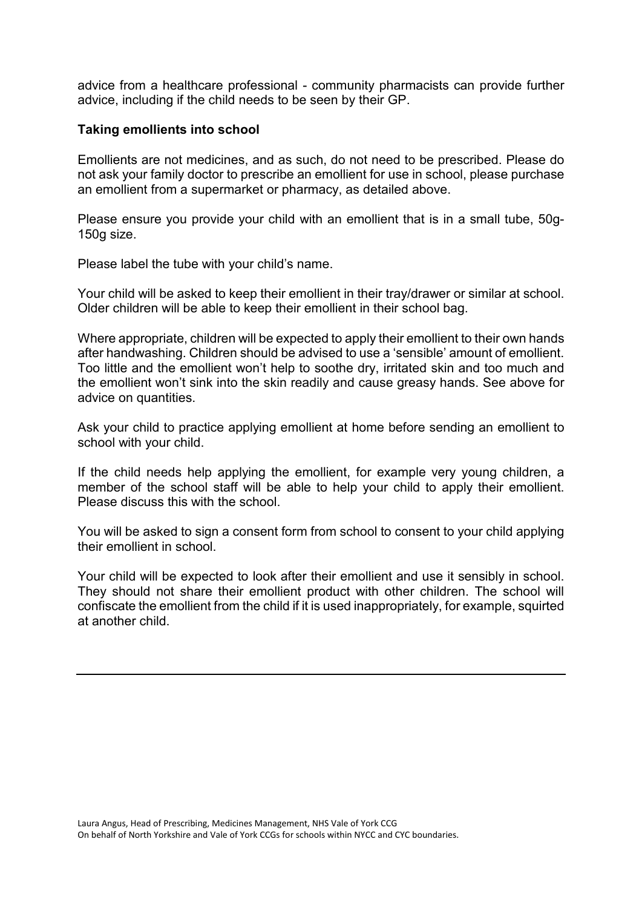advice from a healthcare professional - community pharmacists can provide further advice, including if the child needs to be seen by their GP.

**Taking emollients into school**

Emollients are not medicines, and as such, do not need to be prescribed. Please do not ask your family doctor to prescribe an emollient for use in school, please purchase an emollient from a supermarket or pharmacy, as detailed above.

Please ensure you provide your child with an emollient that is in a small tube, 50g-150g size.

Please label the tube with your child's name.

Your child will be asked to keep their emollient in their tray/drawer or similar at school. Older children will be able to keep their emollient in their school bag.

Where appropriate, children will be expected to apply their emollient to their own hands after handwashing. Children should be advised to use a 'sensible' amount of emollient. Too little and the emollient won't help to soothe dry, irritated skin and too much and the emollient won't sink into the skin readily and cause greasy hands. See above for advice on quantities.

Ask your child to practice applying emollient at home before sending an emollient to school with your child.

If the child needs help applying the emollient, for example very young children, a member of the school staff will be able to help your child to apply their emollient. Please discuss this with the school.

You will be asked to sign a consent form from school to consent to your child applying their emollient in school.

Your child will be expected to look after their emollient and use it sensibly in school. They should not share their emollient product with other children. The school will confiscate the emollient from the child if it is used inappropriately, for example, squirted at another child.

---

Laura Angus, Head of Prescribing, Medicines Management, NHS Vale of York CCG
On behalf of North Yorkshire and Vale of York CCGs for schools within NYCC and CYC boundaries.